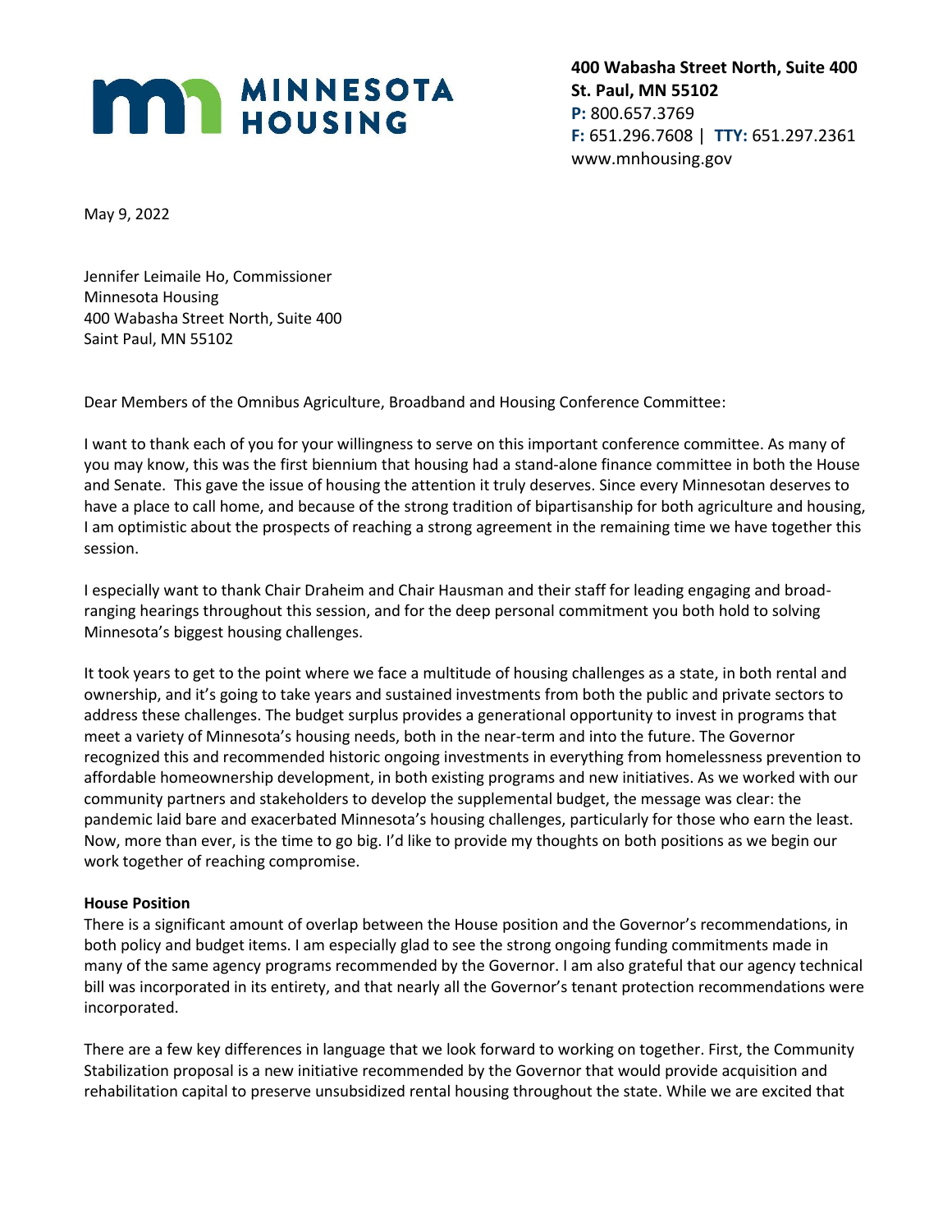**MINNESOTA HOUSING**

**400 Wabasha Street North, Suite 400**
**St. Paul, MN 55102**
**P:** 800.657.3769
**F:** 651.296.7608 | **TTY:** 651.297.2361
www.mnhousing.gov

May 9, 2022

Jennifer Leimaile Ho, Commissioner
Minnesota Housing
400 Wabasha Street North, Suite 400
Saint Paul, MN 55102

Dear Members of the Omnibus Agriculture, Broadband and Housing Conference Committee:

I want to thank each of you for your willingness to serve on this important conference committee. As many of you may know, this was the first biennium that housing had a stand-alone finance committee in both the House and Senate. This gave the issue of housing the attention it truly deserves. Since every Minnesotan deserves to have a place to call home, and because of the strong tradition of bipartisanship for both agriculture and housing, I am optimistic about the prospects of reaching a strong agreement in the remaining time we have together this session.

I especially want to thank Chair Draheim and Chair Hausman and their staff for leading engaging and broad-ranging hearings throughout this session, and for the deep personal commitment you both hold to solving Minnesota's biggest housing challenges.

It took years to get to the point where we face a multitude of housing challenges as a state, in both rental and ownership, and it's going to take years and sustained investments from both the public and private sectors to address these challenges. The budget surplus provides a generational opportunity to invest in programs that meet a variety of Minnesota's housing needs, both in the near-term and into the future. The Governor recognized this and recommended historic ongoing investments in everything from homelessness prevention to affordable homeownership development, in both existing programs and new initiatives. As we worked with our community partners and stakeholders to develop the supplemental budget, the message was clear: the pandemic laid bare and exacerbated Minnesota's housing challenges, particularly for those who earn the least. Now, more than ever, is the time to go big. I'd like to provide my thoughts on both positions as we begin our work together of reaching compromise.

**House Position**

There is a significant amount of overlap between the House position and the Governor's recommendations, in both policy and budget items. I am especially glad to see the strong ongoing funding commitments made in many of the same agency programs recommended by the Governor. I am also grateful that our agency technical bill was incorporated in its entirety, and that nearly all the Governor's tenant protection recommendations were incorporated.

There are a few key differences in language that we look forward to working on together. First, the Community Stabilization proposal is a new initiative recommended by the Governor that would provide acquisition and rehabilitation capital to preserve unsubsidized rental housing throughout the state. While we are excited that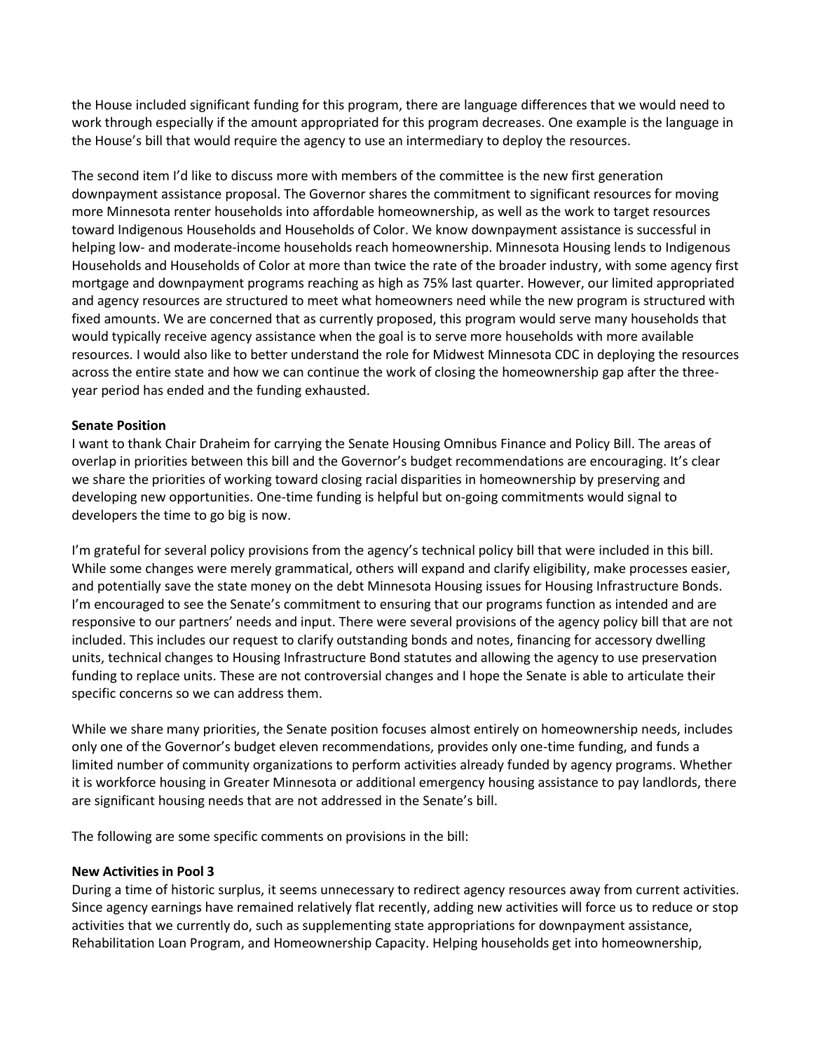the House included significant funding for this program, there are language differences that we would need to work through especially if the amount appropriated for this program decreases. One example is the language in the House's bill that would require the agency to use an intermediary to deploy the resources.

The second item I'd like to discuss more with members of the committee is the new first generation downpayment assistance proposal. The Governor shares the commitment to significant resources for moving more Minnesota renter households into affordable homeownership, as well as the work to target resources toward Indigenous Households and Households of Color. We know downpayment assistance is successful in helping low- and moderate-income households reach homeownership. Minnesota Housing lends to Indigenous Households and Households of Color at more than twice the rate of the broader industry, with some agency first mortgage and downpayment programs reaching as high as 75% last quarter. However, our limited appropriated and agency resources are structured to meet what homeowners need while the new program is structured with fixed amounts. We are concerned that as currently proposed, this program would serve many households that would typically receive agency assistance when the goal is to serve more households with more available resources. I would also like to better understand the role for Midwest Minnesota CDC in deploying the resources across the entire state and how we can continue the work of closing the homeownership gap after the three-year period has ended and the funding exhausted.

**Senate Position**

I want to thank Chair Draheim for carrying the Senate Housing Omnibus Finance and Policy Bill. The areas of overlap in priorities between this bill and the Governor's budget recommendations are encouraging. It's clear we share the priorities of working toward closing racial disparities in homeownership by preserving and developing new opportunities. One-time funding is helpful but on-going commitments would signal to developers the time to go big is now.

I'm grateful for several policy provisions from the agency's technical policy bill that were included in this bill. While some changes were merely grammatical, others will expand and clarify eligibility, make processes easier, and potentially save the state money on the debt Minnesota Housing issues for Housing Infrastructure Bonds. I'm encouraged to see the Senate's commitment to ensuring that our programs function as intended and are responsive to our partners' needs and input. There were several provisions of the agency policy bill that are not included. This includes our request to clarify outstanding bonds and notes, financing for accessory dwelling units, technical changes to Housing Infrastructure Bond statutes and allowing the agency to use preservation funding to replace units. These are not controversial changes and I hope the Senate is able to articulate their specific concerns so we can address them.

While we share many priorities, the Senate position focuses almost entirely on homeownership needs, includes only one of the Governor's budget eleven recommendations, provides only one-time funding, and funds a limited number of community organizations to perform activities already funded by agency programs. Whether it is workforce housing in Greater Minnesota or additional emergency housing assistance to pay landlords, there are significant housing needs that are not addressed in the Senate's bill.

The following are some specific comments on provisions in the bill:

**New Activities in Pool 3**

During a time of historic surplus, it seems unnecessary to redirect agency resources away from current activities. Since agency earnings have remained relatively flat recently, adding new activities will force us to reduce or stop activities that we currently do, such as supplementing state appropriations for downpayment assistance, Rehabilitation Loan Program, and Homeownership Capacity. Helping households get into homeownership,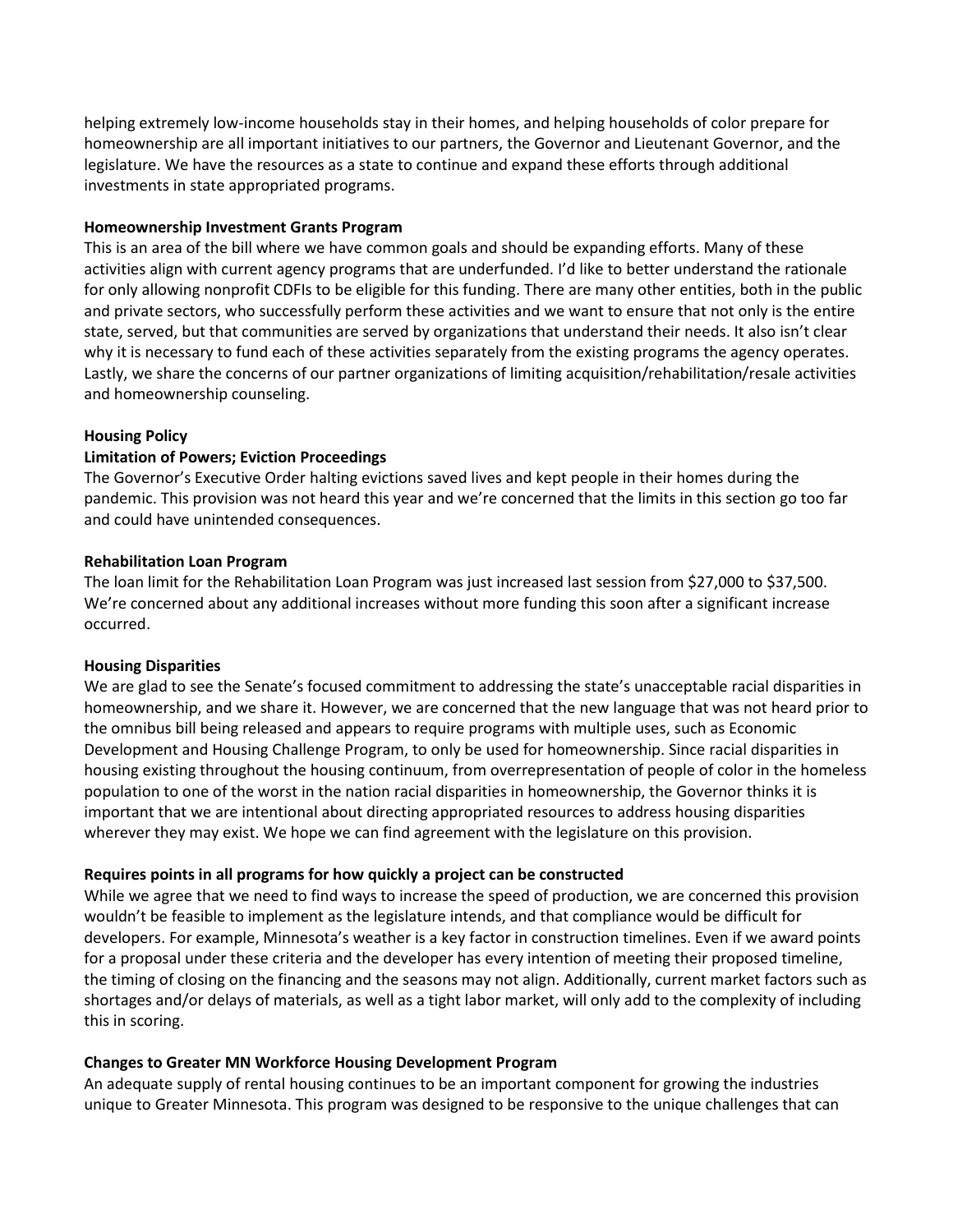helping extremely low-income households stay in their homes, and helping households of color prepare for homeownership are all important initiatives to our partners, the Governor and Lieutenant Governor, and the legislature. We have the resources as a state to continue and expand these efforts through additional investments in state appropriated programs.

**Homeownership Investment Grants Program**

This is an area of the bill where we have common goals and should be expanding efforts. Many of these activities align with current agency programs that are underfunded. I'd like to better understand the rationale for only allowing nonprofit CDFIs to be eligible for this funding. There are many other entities, both in the public and private sectors, who successfully perform these activities and we want to ensure that not only is the entire state, served, but that communities are served by organizations that understand their needs. It also isn't clear why it is necessary to fund each of these activities separately from the existing programs the agency operates. Lastly, we share the concerns of our partner organizations of limiting acquisition/rehabilitation/resale activities and homeownership counseling.

**Housing Policy**

**Limitation of Powers; Eviction Proceedings**

The Governor's Executive Order halting evictions saved lives and kept people in their homes during the pandemic. This provision was not heard this year and we're concerned that the limits in this section go too far and could have unintended consequences.

**Rehabilitation Loan Program**

The loan limit for the Rehabilitation Loan Program was just increased last session from $27,000 to $37,500. We're concerned about any additional increases without more funding this soon after a significant increase occurred.

**Housing Disparities**

We are glad to see the Senate's focused commitment to addressing the state's unacceptable racial disparities in homeownership, and we share it. However, we are concerned that the new language that was not heard prior to the omnibus bill being released and appears to require programs with multiple uses, such as Economic Development and Housing Challenge Program, to only be used for homeownership. Since racial disparities in housing existing throughout the housing continuum, from overrepresentation of people of color in the homeless population to one of the worst in the nation racial disparities in homeownership, the Governor thinks it is important that we are intentional about directing appropriated resources to address housing disparities wherever they may exist. We hope we can find agreement with the legislature on this provision.

**Requires points in all programs for how quickly a project can be constructed**

While we agree that we need to find ways to increase the speed of production, we are concerned this provision wouldn't be feasible to implement as the legislature intends, and that compliance would be difficult for developers. For example, Minnesota's weather is a key factor in construction timelines. Even if we award points for a proposal under these criteria and the developer has every intention of meeting their proposed timeline, the timing of closing on the financing and the seasons may not align. Additionally, current market factors such as shortages and/or delays of materials, as well as a tight labor market, will only add to the complexity of including this in scoring.

**Changes to Greater MN Workforce Housing Development Program**

An adequate supply of rental housing continues to be an important component for growing the industries unique to Greater Minnesota. This program was designed to be responsive to the unique challenges that can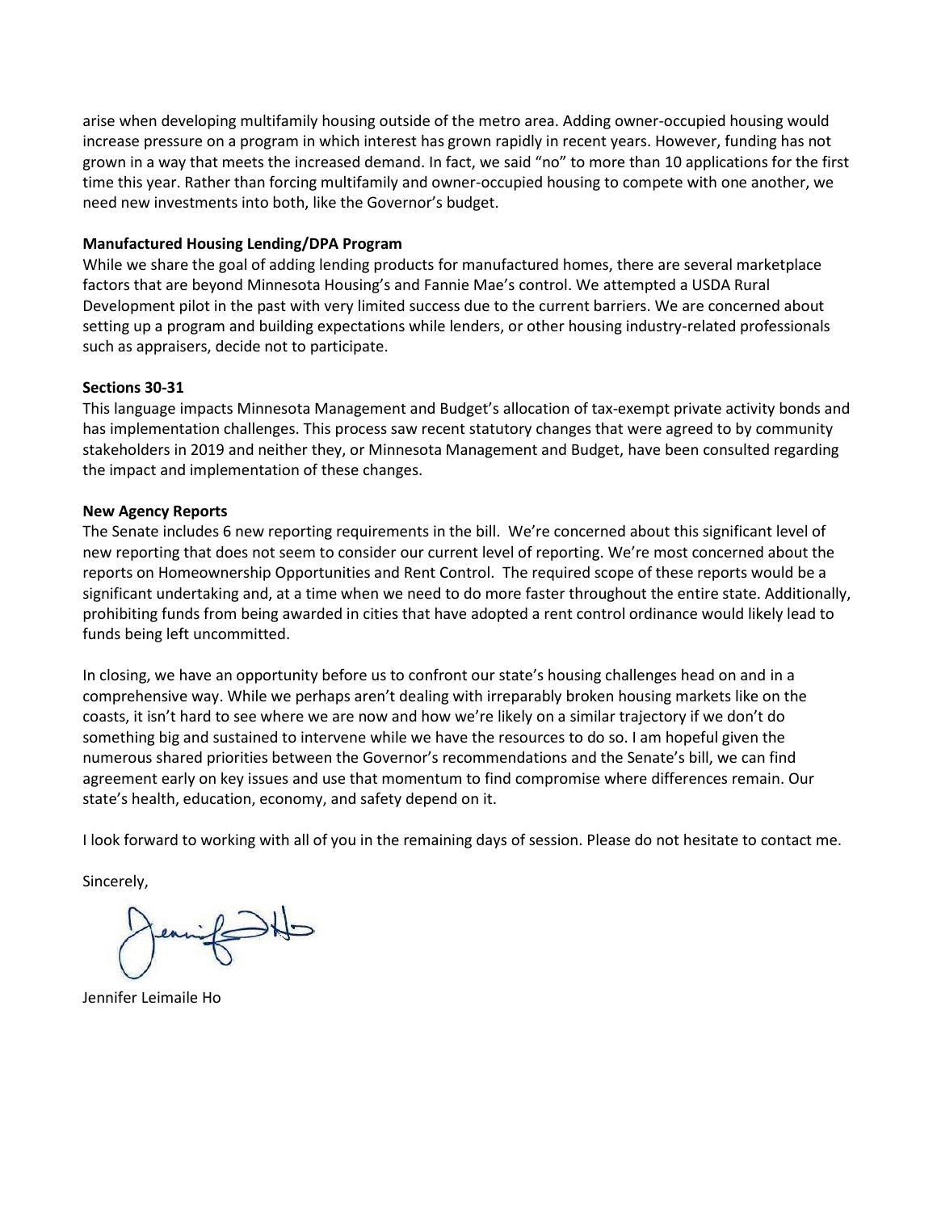arise when developing multifamily housing outside of the metro area. Adding owner-occupied housing would increase pressure on a program in which interest has grown rapidly in recent years. However, funding has not grown in a way that meets the increased demand. In fact, we said "no" to more than 10 applications for the first time this year. Rather than forcing multifamily and owner-occupied housing to compete with one another, we need new investments into both, like the Governor's budget.

**Manufactured Housing Lending/DPA Program**

While we share the goal of adding lending products for manufactured homes, there are several marketplace factors that are beyond Minnesota Housing's and Fannie Mae's control. We attempted a USDA Rural Development pilot in the past with very limited success due to the current barriers. We are concerned about setting up a program and building expectations while lenders, or other housing industry-related professionals such as appraisers, decide not to participate.

**Sections 30-31**

This language impacts Minnesota Management and Budget's allocation of tax-exempt private activity bonds and has implementation challenges. This process saw recent statutory changes that were agreed to by community stakeholders in 2019 and neither they, or Minnesota Management and Budget, have been consulted regarding the impact and implementation of these changes.

**New Agency Reports**

The Senate includes 6 new reporting requirements in the bill. We're concerned about this significant level of new reporting that does not seem to consider our current level of reporting. We're most concerned about the reports on Homeownership Opportunities and Rent Control. The required scope of these reports would be a significant undertaking and, at a time when we need to do more faster throughout the entire state. Additionally, prohibiting funds from being awarded in cities that have adopted a rent control ordinance would likely lead to funds being left uncommitted.

In closing, we have an opportunity before us to confront our state's housing challenges head on and in a comprehensive way. While we perhaps aren't dealing with irreparably broken housing markets like on the coasts, it isn't hard to see where we are now and how we're likely on a similar trajectory if we don't do something big and sustained to intervene while we have the resources to do so. I am hopeful given the numerous shared priorities between the Governor's recommendations and the Senate's bill, we can find agreement early on key issues and use that momentum to find compromise where differences remain. Our state's health, education, economy, and safety depend on it.

I look forward to working with all of you in the remaining days of session. Please do not hesitate to contact me.

Sincerely,

Jennifer Leimaile Ho